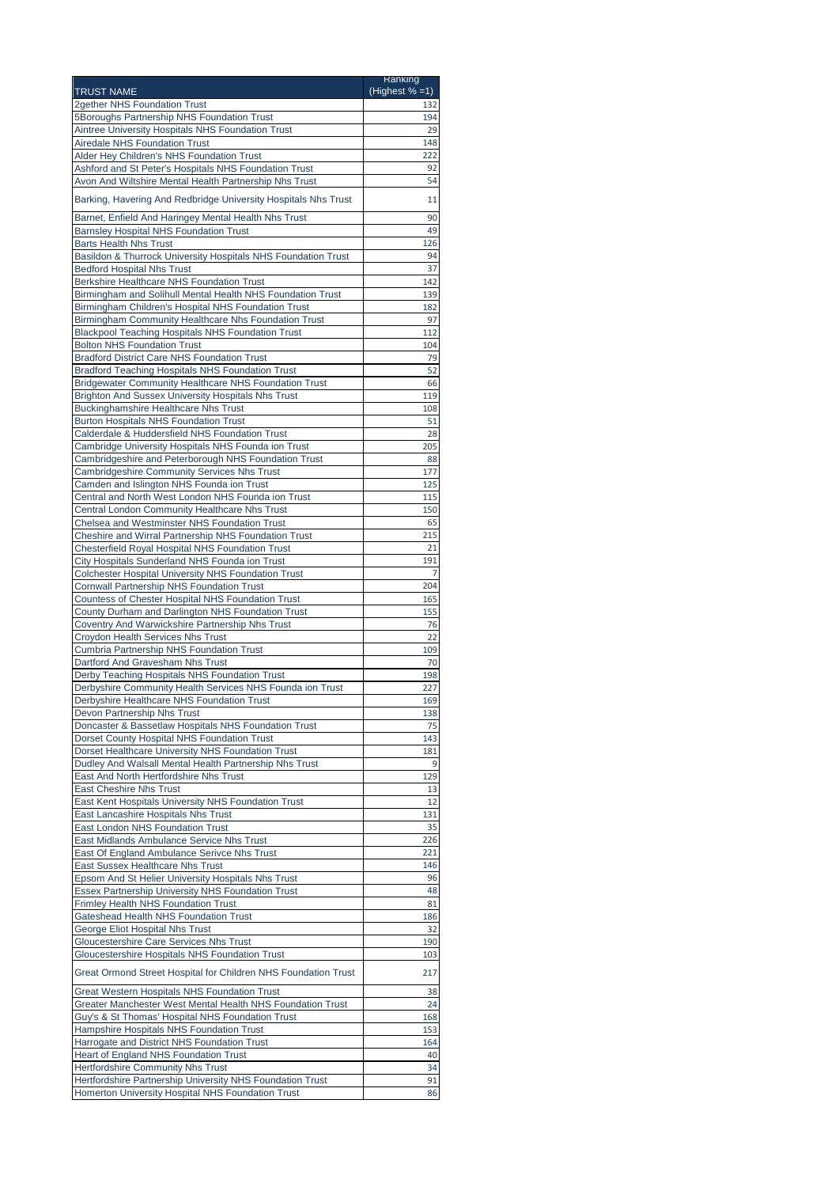| TRUST NAME | Ranking (Highest % =1) |
|---|---|
| 2gether NHS Foundation Trust | 132 |
| 5Boroughs Partnership NHS Foundation Trust | 194 |
| Aintree University Hospitals NHS Foundation Trust | 29 |
| Airedale NHS Foundation Trust | 148 |
| Alder Hey Children's NHS Foundation Trust | 222 |
| Ashford and St Peter's Hospitals NHS Foundation Trust | 92 |
| Avon And Wiltshire Mental Health Partnership Nhs Trust | 54 |
| Barking, Havering And Redbridge University Hospitals Nhs Trust | 11 |
| Barnet, Enfield And Haringey Mental Health Nhs Trust | 90 |
| Barnsley Hospital NHS Foundation Trust | 49 |
| Barts Health Nhs Trust | 126 |
| Basildon & Thurrock University Hospitals NHS Foundation Trust | 94 |
| Bedford Hospital Nhs Trust | 37 |
| Berkshire Healthcare NHS Foundation Trust | 142 |
| Birmingham and Solihull Mental Health NHS Foundation Trust | 139 |
| Birmingham Children's Hospital NHS Foundation Trust | 182 |
| Birmingham Community Healthcare Nhs Foundation Trust | 97 |
| Blackpool Teaching Hospitals NHS Foundation Trust | 112 |
| Bolton NHS Foundation Trust | 104 |
| Bradford District Care NHS Foundation Trust | 79 |
| Bradford Teaching Hospitals NHS Foundation Trust | 52 |
| Bridgewater Community Healthcare NHS Foundation Trust | 66 |
| Brighton And Sussex University Hospitals Nhs Trust | 119 |
| Buckinghamshire Healthcare Nhs Trust | 108 |
| Burton Hospitals NHS Foundation Trust | 51 |
| Calderdale & Huddersfield NHS Foundation Trust | 28 |
| Cambridge University Hospitals NHS Founda ion Trust | 205 |
| Cambridgeshire and Peterborough NHS Foundation Trust | 88 |
| Cambridgeshire Community Services Nhs Trust | 177 |
| Camden and Islington NHS Founda ion Trust | 125 |
| Central and North West London NHS Founda ion Trust | 115 |
| Central London Community Healthcare Nhs Trust | 150 |
| Chelsea and Westminster NHS Foundation Trust | 65 |
| Cheshire and Wirral Partnership NHS Foundation Trust | 215 |
| Chesterfield Royal Hospital NHS Foundation Trust | 21 |
| City Hospitals Sunderland NHS Founda ion Trust | 191 |
| Colchester Hospital University NHS Foundation Trust | 7 |
| Cornwall Partnership NHS Foundation Trust | 204 |
| Countess of Chester Hospital NHS Foundation Trust | 165 |
| County Durham and Darlington NHS Foundation Trust | 155 |
| Coventry And Warwickshire Partnership Nhs Trust | 76 |
| Croydon Health Services Nhs Trust | 22 |
| Cumbria Partnership NHS Foundation Trust | 109 |
| Dartford And Gravesham Nhs Trust | 70 |
| Derby Teaching Hospitals NHS Foundation Trust | 198 |
| Derbyshire Community Health Services NHS Founda ion Trust | 227 |
| Derbyshire Healthcare NHS Foundation Trust | 169 |
| Devon Partnership Nhs Trust | 138 |
| Doncaster & Bassetlaw Hospitals NHS Foundation Trust | 75 |
| Dorset County Hospital NHS Foundation Trust | 143 |
| Dorset Healthcare University NHS Foundation Trust | 181 |
| Dudley And Walsall Mental Health Partnership Nhs Trust | 9 |
| East And North Hertfordshire Nhs Trust | 129 |
| East Cheshire Nhs Trust | 13 |
| East Kent Hospitals University NHS Foundation Trust | 12 |
| East Lancashire Hospitals Nhs Trust | 131 |
| East London NHS Foundation Trust | 35 |
| East Midlands Ambulance Service Nhs Trust | 226 |
| East Of England Ambulance Serivce Nhs Trust | 221 |
| East Sussex Healthcare Nhs Trust | 146 |
| Epsom And St Helier University Hospitals Nhs Trust | 96 |
| Essex Partnership University NHS Foundation Trust | 48 |
| Frimley Health NHS Foundation Trust | 81 |
| Gateshead Health NHS Foundation Trust | 186 |
| George Eliot Hospital Nhs Trust | 32 |
| Gloucestershire Care Services Nhs Trust | 190 |
| Gloucestershire Hospitals NHS Foundation Trust | 103 |
| Great Ormond Street Hospital for Children NHS Foundation Trust | 217 |
| Great Western Hospitals NHS Foundation Trust | 38 |
| Greater Manchester West Mental Health NHS Foundation Trust | 24 |
| Guy's & St Thomas' Hospital NHS Foundation Trust | 168 |
| Hampshire Hospitals NHS Foundation Trust | 153 |
| Harrogate and District NHS Foundation Trust | 164 |
| Heart of England NHS Foundation Trust | 40 |
| Hertfordshire Community Nhs Trust | 34 |
| Hertfordshire Partnership University NHS Foundation Trust | 91 |
| Homerton University Hospital NHS Foundation Trust | 86 |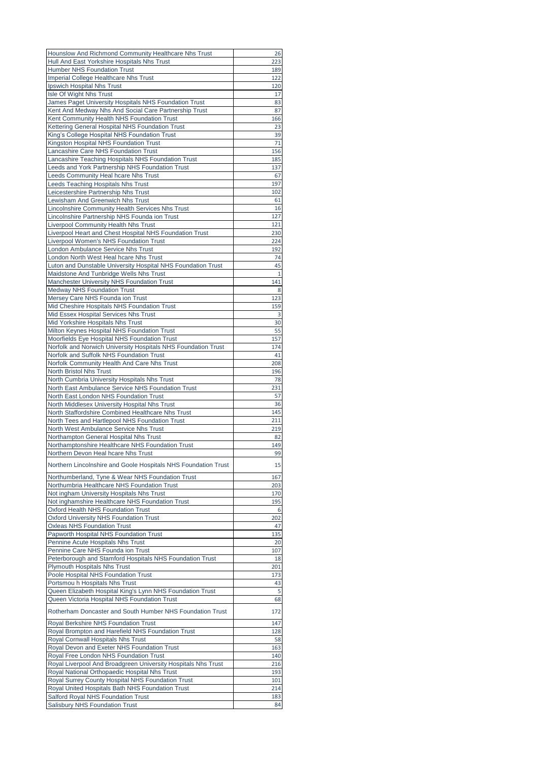| Hounslow And Richmond Community Healthcare Nhs Trust | 26 |
|---|---|
| Hull And East Yorkshire Hospitals Nhs Trust | 223 |
| Humber NHS Foundation Trust | 189 |
| Imperial College Healthcare Nhs Trust | 122 |
| Ipswich Hospital Nhs Trust | 120 |
| Isle Of Wight Nhs Trust | 17 |
| James Paget University Hospitals NHS Foundation Trust | 83 |
| Kent And Medway Nhs And Social Care Partnership Trust | 87 |
| Kent Community Health NHS Foundation Trust | 166 |
| Kettering General Hospital NHS Foundation Trust | 23 |
| King's College Hospital NHS Foundation Trust | 39 |
| Kingston Hospital NHS Foundation Trust | 71 |
| Lancashire Care NHS Foundation Trust | 156 |
| Lancashire Teaching Hospitals NHS Foundation Trust | 185 |
| Leeds and York Partnership NHS Foundation Trust | 137 |
| Leeds Community Heal hcare Nhs Trust | 67 |
| Leeds Teaching Hospitals Nhs Trust | 197 |
| Leicestershire Partnership Nhs Trust | 102 |
| Lewisham And Greenwich Nhs Trust | 61 |
| Lincolnshire Community Health Services Nhs Trust | 16 |
| Lincolnshire Partnership NHS Founda ion Trust | 127 |
| Liverpool Community Health Nhs Trust | 121 |
| Liverpool Heart and Chest Hospital NHS Foundation Trust | 230 |
| Liverpool Women's NHS Foundation Trust | 224 |
| London Ambulance Service Nhs Trust | 192 |
| London North West Heal hcare Nhs Trust | 74 |
| Luton and Dunstable University Hospital NHS Foundation Trust | 45 |
| Maidstone And Tunbridge Wells Nhs Trust | 1 |
| Manchester University NHS Foundation Trust | 141 |
| Medway NHS Foundation Trust | 8 |
| Mersey Care NHS Founda ion Trust | 123 |
| Mid Cheshire Hospitals NHS Foundation Trust | 159 |
| Mid Essex Hospital Services Nhs Trust | 3 |
| Mid Yorkshire Hospitals Nhs Trust | 30 |
| Milton Keynes Hospital NHS Foundation Trust | 55 |
| Moorfields Eye Hospital NHS Foundation Trust | 157 |
| Norfolk and Norwich University Hospitals NHS Foundation Trust | 174 |
| Norfolk and Suffolk NHS Foundation Trust | 41 |
| Norfolk Community Health And Care Nhs Trust | 208 |
| North Bristol Nhs Trust | 196 |
| North Cumbria University Hospitals Nhs Trust | 78 |
| North East Ambulance Service NHS Foundation Trust | 231 |
| North East London NHS Foundation Trust | 57 |
| North Middlesex University Hospital Nhs Trust | 36 |
| North Staffordshire Combined Healthcare Nhs Trust | 145 |
| North Tees and Hartlepool NHS Foundation Trust | 211 |
| North West Ambulance Service Nhs Trust | 219 |
| Northampton General Hospital Nhs Trust | 82 |
| Northamptonshire Healthcare NHS Foundation Trust | 149 |
| Northern Devon Heal hcare Nhs Trust | 99 |
| Northern Lincolnshire and Goole Hospitals NHS Foundation Trust | 15 |
| Northumberland, Tyne & Wear NHS Foundation Trust | 167 |
| Northumbria Healthcare NHS Foundation Trust | 203 |
| Not ingham University Hospitals Nhs Trust | 170 |
| Not inghamshire Healthcare NHS Foundation Trust | 195 |
| Oxford Health NHS Foundation Trust | 6 |
| Oxford University NHS Foundation Trust | 202 |
| Oxleas NHS Foundation Trust | 47 |
| Papworth Hospital NHS Foundation Trust | 135 |
| Pennine Acute Hospitals Nhs Trust | 20 |
| Pennine Care NHS Founda ion Trust | 107 |
| Peterborough and Stamford Hospitals NHS Foundation Trust | 18 |
| Plymouth Hospitals Nhs Trust | 201 |
| Poole Hospital NHS Foundation Trust | 173 |
| Portsmou h Hospitals Nhs Trust | 43 |
| Queen Elizabeth Hospital King's Lynn NHS Foundation Trust | 5 |
| Queen Victoria Hospital NHS Foundation Trust | 68 |
| Rotherham Doncaster and South Humber NHS Foundation Trust | 172 |
| Royal Berkshire NHS Foundation Trust | 147 |
| Royal Brompton and Harefield NHS Foundation Trust | 128 |
| Royal Cornwall Hospitals Nhs Trust | 58 |
| Royal Devon and Exeter NHS Foundation Trust | 163 |
| Royal Free London NHS Foundation Trust | 140 |
| Royal Liverpool And Broadgreen University Hospitals Nhs Trust | 216 |
| Royal National Orthopaedic Hospital Nhs Trust | 193 |
| Royal Surrey County Hospital NHS Foundation Trust | 101 |
| Royal United Hospitals Bath NHS Foundation Trust | 214 |
| Salford Royal NHS Foundation Trust | 183 |
| Salisbury NHS Foundation Trust | 84 |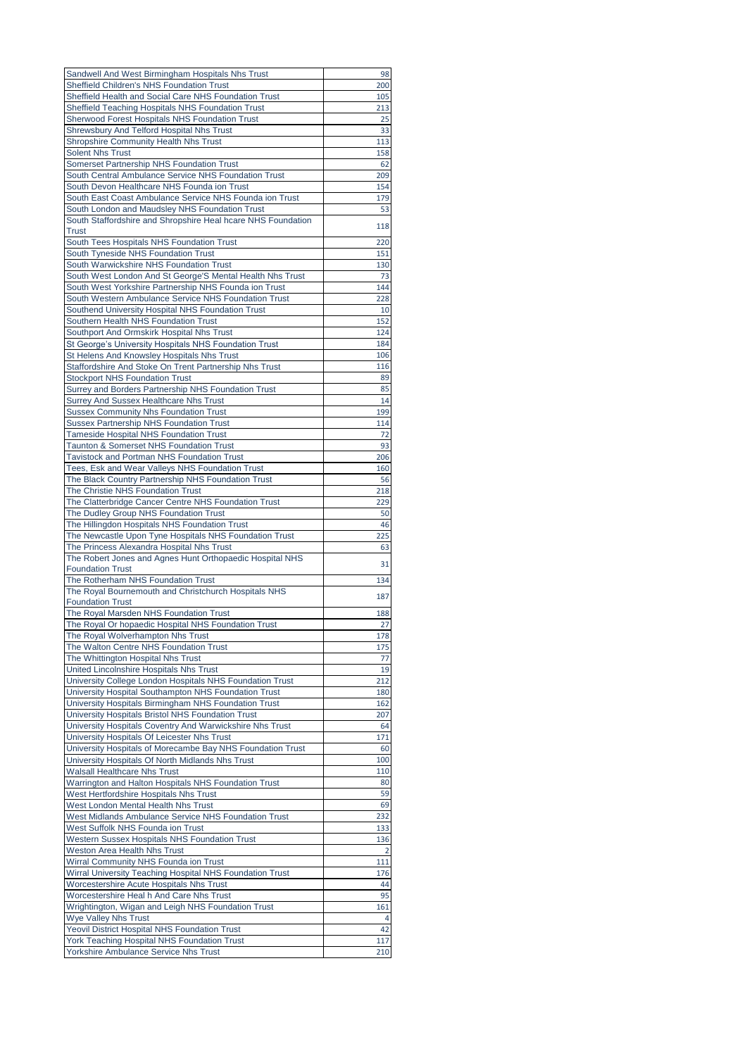| | |
|---|---|
| Sandwell And West Birmingham Hospitals Nhs Trust | 98 |
| Sheffield Children's NHS Foundation Trust | 200 |
| Sheffield Health and Social Care NHS Foundation Trust | 105 |
| Sheffield Teaching Hospitals NHS Foundation Trust | 213 |
| Sherwood Forest Hospitals NHS Foundation Trust | 25 |
| Shrewsbury And Telford Hospital Nhs Trust | 33 |
| Shropshire Community Health Nhs Trust | 113 |
| Solent Nhs Trust | 158 |
| Somerset Partnership NHS Foundation Trust | 62 |
| South Central Ambulance Service NHS Foundation Trust | 209 |
| South Devon Healthcare NHS Founda ion Trust | 154 |
| South East Coast Ambulance Service NHS Founda ion Trust | 179 |
| South London and Maudsley NHS Foundation Trust | 53 |
| South Staffordshire and Shropshire Heal hcare NHS Foundation Trust | 118 |
| South Tees Hospitals NHS Foundation Trust | 220 |
| South Tyneside NHS Foundation Trust | 151 |
| South Warwickshire NHS Foundation Trust | 130 |
| South West London And St George'S Mental Health Nhs Trust | 73 |
| South West Yorkshire Partnership NHS Founda ion Trust | 144 |
| South Western Ambulance Service NHS Foundation Trust | 228 |
| Southend University Hospital NHS Foundation Trust | 10 |
| Southern Health NHS Foundation Trust | 152 |
| Southport And Ormskirk Hospital Nhs Trust | 124 |
| St George's University Hospitals NHS Foundation Trust | 184 |
| St Helens And Knowsley Hospitals Nhs Trust | 106 |
| Staffordshire And Stoke On Trent Partnership Nhs Trust | 116 |
| Stockport NHS Foundation Trust | 89 |
| Surrey and Borders Partnership NHS Foundation Trust | 85 |
| Surrey And Sussex Healthcare Nhs Trust | 14 |
| Sussex Community Nhs Foundation Trust | 199 |
| Sussex Partnership NHS Foundation Trust | 114 |
| Tameside Hospital NHS Foundation Trust | 72 |
| Taunton & Somerset NHS Foundation Trust | 93 |
| Tavistock and Portman NHS Foundation Trust | 206 |
| Tees, Esk and Wear Valleys NHS Foundation Trust | 160 |
| The Black Country Partnership NHS Foundation Trust | 56 |
| The Christie NHS Foundation Trust | 218 |
| The Clatterbridge Cancer Centre NHS Foundation Trust | 229 |
| The Dudley Group NHS Foundation Trust | 50 |
| The Hillingdon Hospitals NHS Foundation Trust | 46 |
| The Newcastle Upon Tyne Hospitals NHS Foundation Trust | 225 |
| The Princess Alexandra Hospital Nhs Trust | 63 |
| The Robert Jones and Agnes Hunt Orthopaedic Hospital NHS Foundation Trust | 31 |
| The Rotherham NHS Foundation Trust | 134 |
| The Royal Bournemouth and Christchurch Hospitals NHS Foundation Trust | 187 |
| The Royal Marsden NHS Foundation Trust | 188 |
| The Royal Or hopaedic Hospital NHS Foundation Trust | 27 |
| The Royal Wolverhampton Nhs Trust | 178 |
| The Walton Centre NHS Foundation Trust | 175 |
| The Whittington Hospital Nhs Trust | 77 |
| United Lincolnshire Hospitals Nhs Trust | 19 |
| University College London Hospitals NHS Foundation Trust | 212 |
| University Hospital Southampton NHS Foundation Trust | 180 |
| University Hospitals Birmingham NHS Foundation Trust | 162 |
| University Hospitals Bristol NHS Foundation Trust | 207 |
| University Hospitals Coventry And Warwickshire Nhs Trust | 64 |
| University Hospitals Of Leicester Nhs Trust | 171 |
| University Hospitals of Morecambe Bay NHS Foundation Trust | 60 |
| University Hospitals Of North Midlands Nhs Trust | 100 |
| Walsall Healthcare Nhs Trust | 110 |
| Warrington and Halton Hospitals NHS Foundation Trust | 80 |
| West Hertfordshire Hospitals Nhs Trust | 59 |
| West London Mental Health Nhs Trust | 69 |
| West Midlands Ambulance Service NHS Foundation Trust | 232 |
| West Suffolk NHS Founda ion Trust | 133 |
| Western Sussex Hospitals NHS Foundation Trust | 136 |
| Weston Area Health Nhs Trust | 2 |
| Wirral Community NHS Founda ion Trust | 111 |
| Wirral University Teaching Hospital NHS Foundation Trust | 176 |
| Worcestershire Acute Hospitals Nhs Trust | 44 |
| Worcestershire Heal h And Care Nhs Trust | 95 |
| Wrightington, Wigan and Leigh NHS Foundation Trust | 161 |
| Wye Valley Nhs Trust | 4 |
| Yeovil District Hospital NHS Foundation Trust | 42 |
| York Teaching Hospital NHS Foundation Trust | 117 |
| Yorkshire Ambulance Service Nhs Trust | 210 |